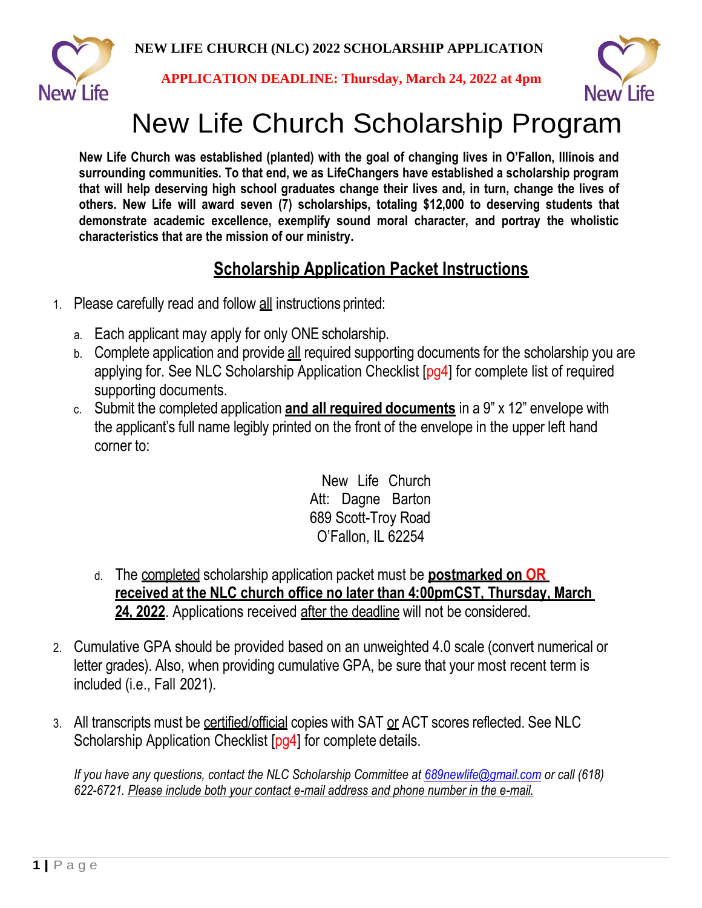**NEW LIFE CHURCH (NLC) 2022 SCHOLARSHIP APPLICATION**

**APPLICATION DEADLINE: Thursday, March 24, 2022 at 4pm**

# New Life Church Scholarship Program

**New Life Church was established (planted) with the goal of changing lives in O'Fallon, Illinois and surrounding communities. To that end, we as LifeChangers have established a scholarship program that will help deserving high school graduates change their lives and, in turn, change the lives of others. New Life will award seven (7) scholarships, totaling $12,000 to deserving students that demonstrate academic excellence, exemplify sound moral character, and portray the wholistic characteristics that are the mission of our ministry.**

## Scholarship Application Packet Instructions

1. Please carefully read and follow all instructions printed:
   a. Each applicant may apply for only ONE scholarship.
   b. Complete application and provide all required supporting documents for the scholarship you are applying for. See NLC Scholarship Application Checklist [pg4] for complete list of required supporting documents.
   c. Submit the completed application **and all required documents** in a 9" x 12" envelope with the applicant's full name legibly printed on the front of the envelope in the upper left hand corner to:

      New Life Church
      Att: Dagne Barton
      689 Scott-Troy Road
      O'Fallon, IL 62254

   d. The completed scholarship application packet must be **postmarked on OR received at the NLC church office no later than 4:00pmCST, Thursday, March 24, 2022**. Applications received after the deadline will not be considered.

2. Cumulative GPA should be provided based on an unweighted 4.0 scale (convert numerical or letter grades). Also, when providing cumulative GPA, be sure that your most recent term is included (i.e., Fall 2021).

3. All transcripts must be certified/official copies with SAT or ACT scores reflected. See NLC Scholarship Application Checklist [pg4] for complete details.

   *If you have any questions, contact the NLC Scholarship Committee at 689newlife@gmail.com or call (618) 622-6721. Please include both your contact e-mail address and phone number in the e-mail.*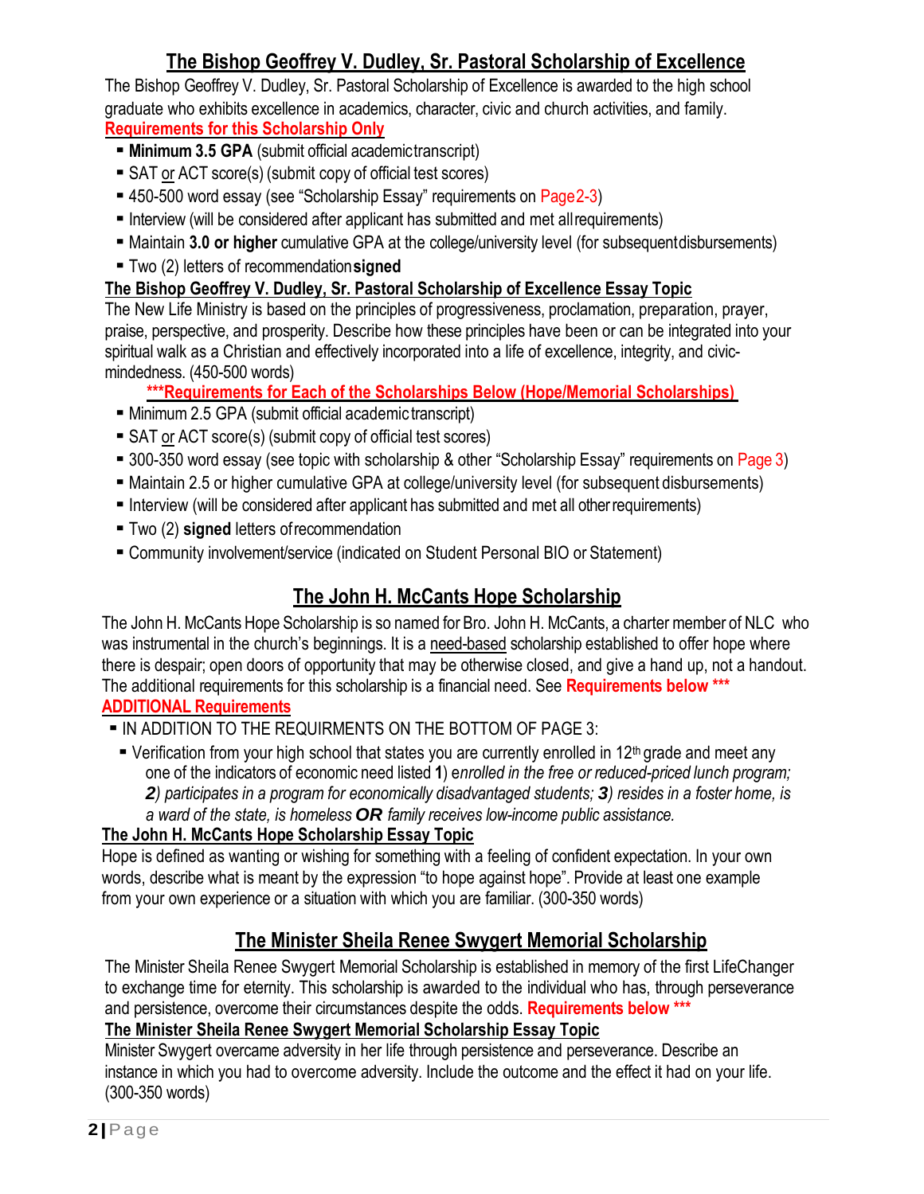## The Bishop Geoffrey V. Dudley, Sr. Pastoral Scholarship of Excellence

The Bishop Geoffrey V. Dudley, Sr. Pastoral Scholarship of Excellence is awarded to the high school graduate who exhibits excellence in academics, character, civic and church activities, and family.

**Requirements for this Scholarship Only**

- **Minimum 3.5 GPA** (submit official academic transcript)
- SAT or ACT score(s) (submit copy of official test scores)
- 450-500 word essay (see "Scholarship Essay" requirements on Page 2-3)
- Interview (will be considered after applicant has submitted and met all requirements)
- Maintain **3.0 or higher** cumulative GPA at the college/university level (for subsequent disbursements)
- Two (2) letters of recommendation **signed**

**The Bishop Geoffrey V. Dudley, Sr. Pastoral Scholarship of Excellence Essay Topic**

The New Life Ministry is based on the principles of progressiveness, proclamation, preparation, prayer, praise, perspective, and prosperity. Describe how these principles have been or can be integrated into your spiritual walk as a Christian and effectively incorporated into a life of excellence, integrity, and civic-mindedness. (450-500 words)

**\*\*\*Requirements for Each of the Scholarships Below (Hope/Memorial Scholarships)**

- Minimum 2.5 GPA (submit official academic transcript)
- SAT or ACT score(s) (submit copy of official test scores)
- 300-350 word essay (see topic with scholarship & other "Scholarship Essay" requirements on Page 3)
- Maintain 2.5 or higher cumulative GPA at college/university level (for subsequent disbursements)
- Interview (will be considered after applicant has submitted and met all other requirements)
- Two (2) **signed** letters of recommendation
- Community involvement/service (indicated on Student Personal BIO or Statement)

## The John H. McCants Hope Scholarship

The John H. McCants Hope Scholarship is so named for Bro. John H. McCants, a charter member of NLC who was instrumental in the church's beginnings. It is a need-based scholarship established to offer hope where there is despair; open doors of opportunity that may be otherwise closed, and give a hand up, not a handout. The additional requirements for this scholarship is a financial need. See **Requirements below \*\*\***

**ADDITIONAL Requirements**

- IN ADDITION TO THE REQURIMENTS ON THE BOTTOM OF PAGE 3:
  - Verification from your high school that states you are currently enrolled in 12th grade and meet any one of the indicators of economic need listed **1**) e*nrolled in the free or reduced-priced lunch program;* ***2****) participates in a program for economically disadvantaged students;* ***3****) resides in a foster home, is a ward of the state, is homeless* ***OR*** *family receives low-income public assistance.*

**The John H. McCants Hope Scholarship Essay Topic**

Hope is defined as wanting or wishing for something with a feeling of confident expectation. In your own words, describe what is meant by the expression "to hope against hope". Provide at least one example from your own experience or a situation with which you are familiar. (300-350 words)

## The Minister Sheila Renee Swygert Memorial Scholarship

The Minister Sheila Renee Swygert Memorial Scholarship is established in memory of the first LifeChanger to exchange time for eternity. This scholarship is awarded to the individual who has, through perseverance and persistence, overcome their circumstances despite the odds. **Requirements below \*\*\***

**The Minister Sheila Renee Swygert Memorial Scholarship Essay Topic**

Minister Swygert overcame adversity in her life through persistence and perseverance. Describe an instance in which you had to overcome adversity. Include the outcome and the effect it had on your life. (300-350 words)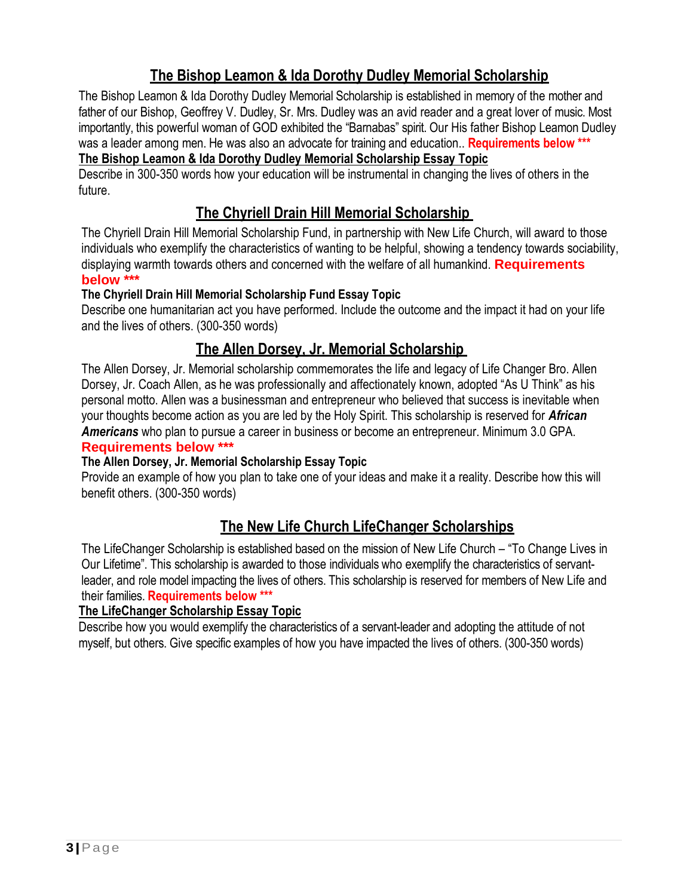## The Bishop Leamon & Ida Dorothy Dudley Memorial Scholarship

The Bishop Leamon & Ida Dorothy Dudley Memorial Scholarship is established in memory of the mother and father of our Bishop, Geoffrey V. Dudley, Sr. Mrs. Dudley was an avid reader and a great lover of music. Most importantly, this powerful woman of GOD exhibited the "Barnabas" spirit. Our His father Bishop Leamon Dudley was a leader among men. He was also an advocate for training and education.. **Requirements below \*\*\***

**The Bishop Leamon & Ida Dorothy Dudley Memorial Scholarship Essay Topic**

Describe in 300-350 words how your education will be instrumental in changing the lives of others in the future.

## The Chyriell Drain Hill Memorial Scholarship

The Chyriell Drain Hill Memorial Scholarship Fund, in partnership with New Life Church, will award to those individuals who exemplify the characteristics of wanting to be helpful, showing a tendency towards sociability, displaying warmth towards others and concerned with the welfare of all humankind. **Requirements below \*\*\***

**The Chyriell Drain Hill Memorial Scholarship Fund Essay Topic**

Describe one humanitarian act you have performed. Include the outcome and the impact it had on your life and the lives of others. (300-350 words)

## The Allen Dorsey, Jr. Memorial Scholarship

The Allen Dorsey, Jr. Memorial scholarship commemorates the life and legacy of Life Changer Bro. Allen Dorsey, Jr. Coach Allen, as he was professionally and affectionately known, adopted "As U Think" as his personal motto. Allen was a businessman and entrepreneur who believed that success is inevitable when your thoughts become action as you are led by the Holy Spirit. This scholarship is reserved for ***African Americans*** who plan to pursue a career in business or become an entrepreneur. Minimum 3.0 GPA.

**Requirements below \*\*\***

**The Allen Dorsey, Jr. Memorial Scholarship Essay Topic**

Provide an example of how you plan to take one of your ideas and make it a reality. Describe how this will benefit others. (300-350 words)

## The New Life Church LifeChanger Scholarships

The LifeChanger Scholarship is established based on the mission of New Life Church – "To Change Lives in Our Lifetime". This scholarship is awarded to those individuals who exemplify the characteristics of servant-leader, and role model impacting the lives of others. This scholarship is reserved for members of New Life and their families. **Requirements below \*\*\***

**The LifeChanger Scholarship Essay Topic**

Describe how you would exemplify the characteristics of a servant-leader and adopting the attitude of not myself, but others. Give specific examples of how you have impacted the lives of others. (300-350 words)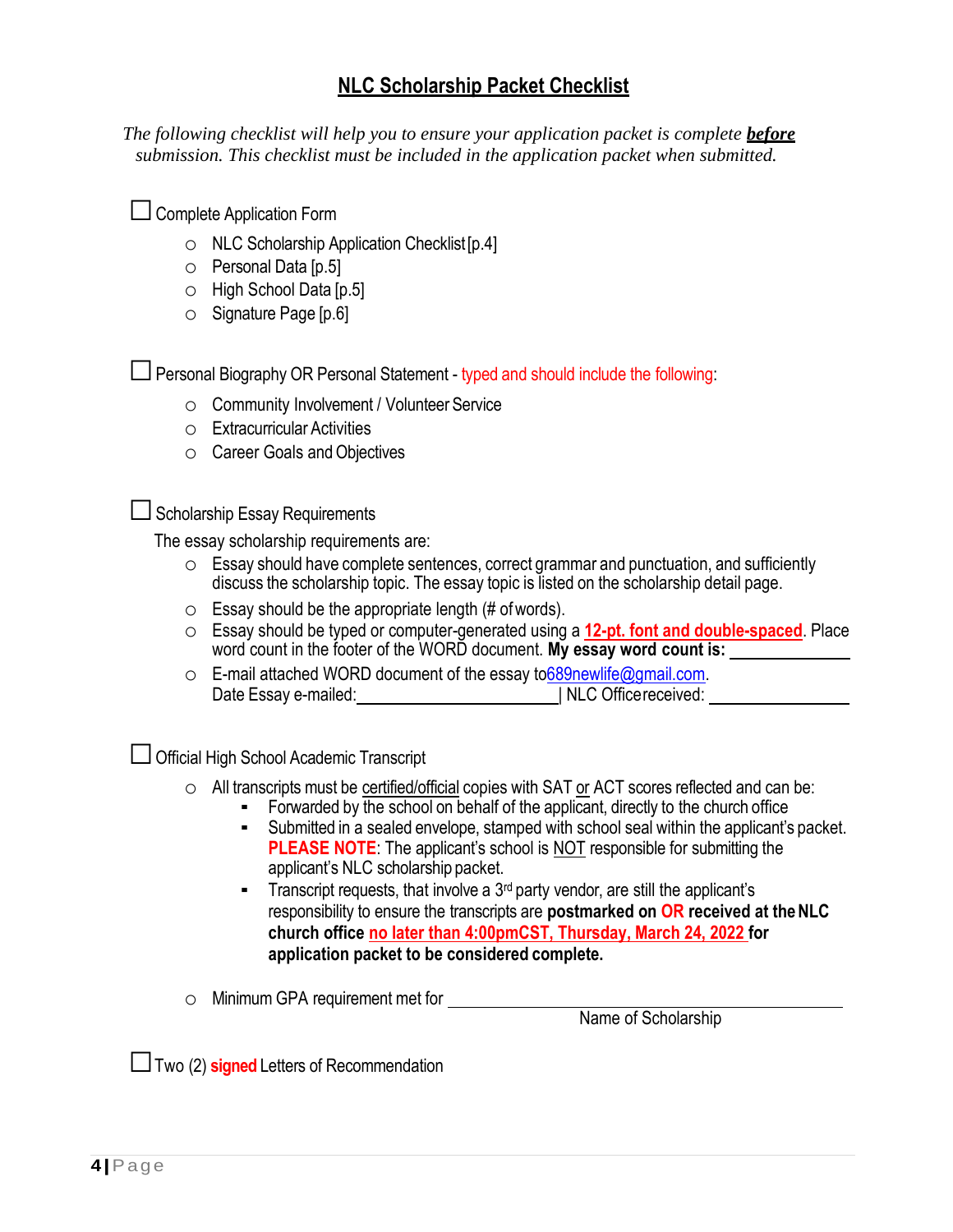## NLC Scholarship Packet Checklist

*The following checklist will help you to ensure your application packet is complete **before** submission. This checklist must be included in the application packet when submitted.*

☐ Complete Application Form

- NLC Scholarship Application Checklist [p.4]
- Personal Data [p.5]
- High School Data [p.5]
- Signature Page [p.6]

☐ Personal Biography OR Personal Statement - typed and should include the following:

- Community Involvement / Volunteer Service
- Extracurricular Activities
- Career Goals and Objectives

☐ Scholarship Essay Requirements

The essay scholarship requirements are:

- Essay should have complete sentences, correct grammar and punctuation, and sufficiently discuss the scholarship topic. The essay topic is listed on the scholarship detail page.
- Essay should be the appropriate length (# of words).
- Essay should be typed or computer-generated using a **12-pt. font and double-spaced**. Place word count in the footer of the WORD document. **My essay word count is:** ____________
- E-mail attached WORD document of the essay to 689newlife@gmail.com.
  Date Essay e-mailed: ______________________ | NLC Office received: ______________

☐ Official High School Academic Transcript

- All transcripts must be certified/official copies with SAT or ACT scores reflected and can be:
  - Forwarded by the school on behalf of the applicant, directly to the church office
  - Submitted in a sealed envelope, stamped with school seal within the applicant's packet. **PLEASE NOTE**: The applicant's school is NOT responsible for submitting the applicant's NLC scholarship packet.
  - Transcript requests, that involve a 3rd party vendor, are still the applicant's responsibility to ensure the transcripts are **postmarked on OR received at the NLC church office no later than 4:00pmCST, Thursday, March 24, 2022 for application packet to be considered complete.**
- Minimum GPA requirement met for ______________________________
  Name of Scholarship

☐ Two (2) **signed** Letters of Recommendation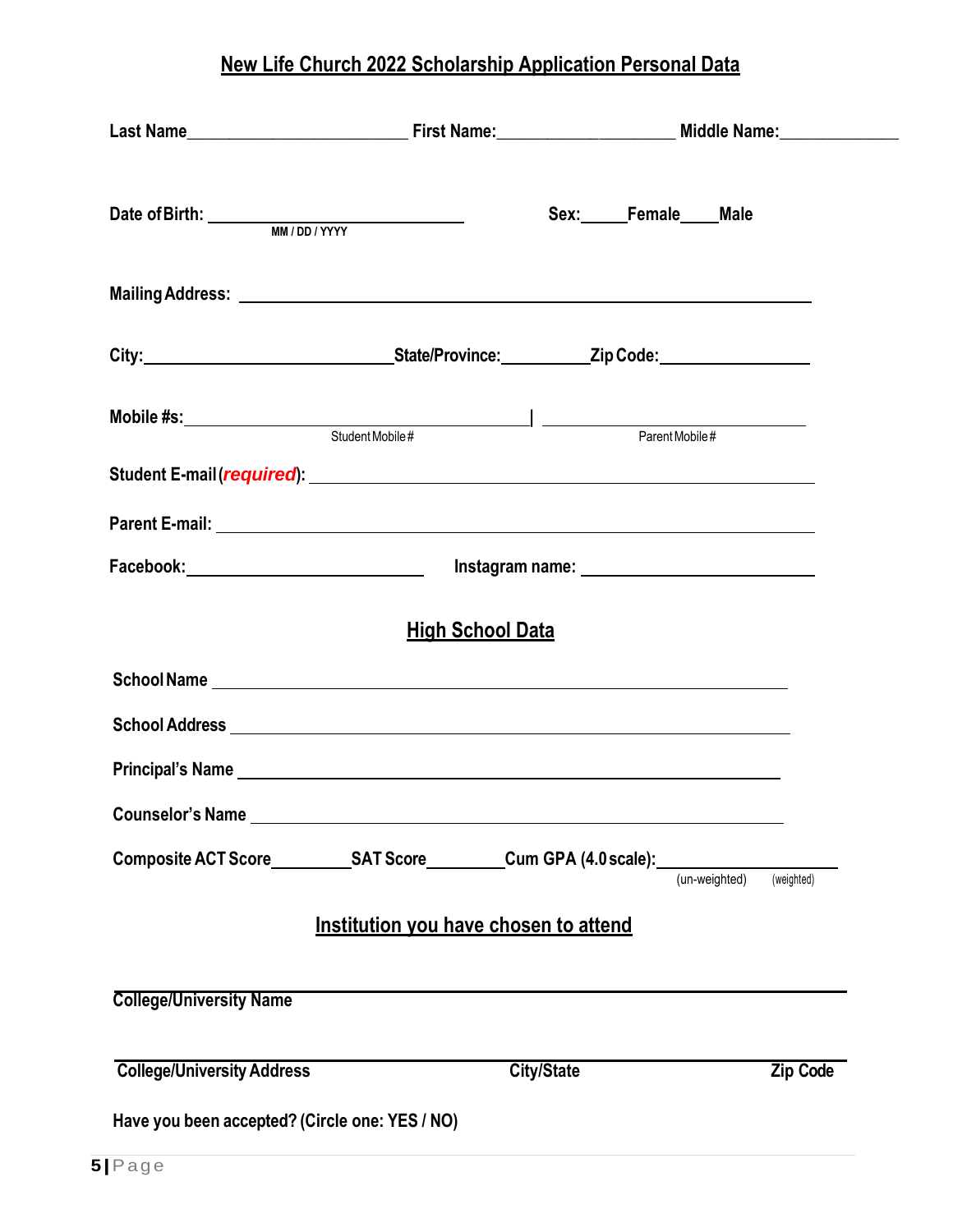# New Life Church 2022 Scholarship Application Personal Data

Last Name________________________ First Name:___________________ Middle Name:_____________

Date of Birth: ____________________________ 
MM / DD / YYYY

Sex:_____Female____Male

Mailing Address: ______________________________________________________________

City:___________________________State/Province:__________Zip Code:________________

Mobile #s:______________________________________ | ______________________________
Student Mobile # | Parent Mobile #

Student E-mail (***required***): ______________________________________________________

Parent E-mail: ________________________________________________________________

Facebook:__________________________ Instagram name: _________________________

## High School Data

School Name ______________________________________________________________

School Address ____________________________________________________________

Principal's Name ___________________________________________________________

Counselor's Name __________________________________________________________

Composite ACT Score_________SAT Score_________Cum GPA (4.0 scale):___________________
(un-weighted) (weighted)

## Institution you have chosen to attend

______________________________________________________________________________
College/University Name

______________________________________________________________________________
College/University Address City/State Zip Code

Have you been accepted? (Circle one: YES / NO)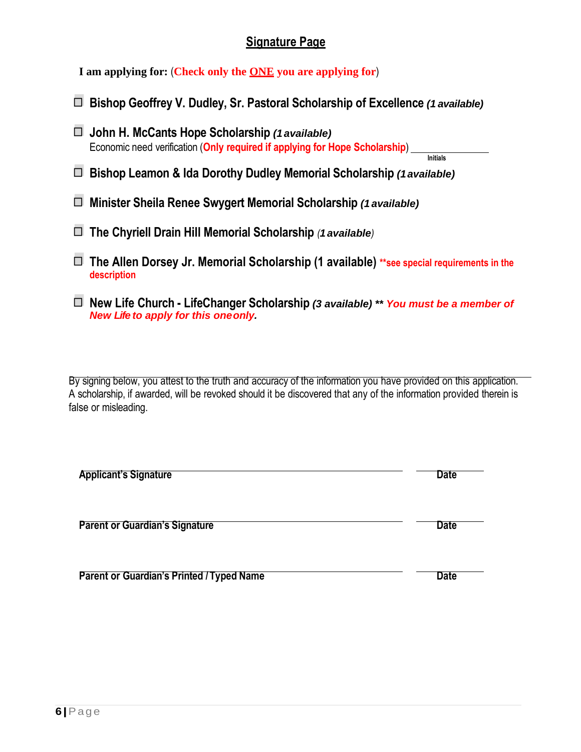## Signature Page

**I am applying for:** (**Check only the <u>ONE</u> you are applying for**)

- ☐ **Bishop Geoffrey V. Dudley, Sr. Pastoral Scholarship of Excellence** ***(1 available)***
- ☐ **John H. McCants Hope Scholarship** ***(1 available)***
  Economic need verification (**Only required if applying for Hope Scholarship**) ______________
  Initials
- ☐ **Bishop Leamon & Ida Dorothy Dudley Memorial Scholarship** ***(1 available)***
- ☐ **Minister Sheila Renee Swygert Memorial Scholarship** ***(1 available)***
- ☐ **The Chyriell Drain Hill Memorial Scholarship** *(**1 available**)*
- ☐ **The Allen Dorsey Jr. Memorial Scholarship (1 available)** **\*\*see special requirements in the description**
- ☐ **New Life Church - LifeChanger Scholarship** ***(3 available)*** **\*\*** ***You must be a member of New Life to apply for this one only.***

By signing below, you attest to the truth and accuracy of the information you have provided on this application. A scholarship, if awarded, will be revoked should it be discovered that any of the information provided therein is false or misleading.

**Applicant's Signature** ______________________________ **Date** __________

**Parent or Guardian's Signature** ______________________________ **Date** __________

**Parent or Guardian's Printed / Typed Name** ______________________________ **Date** __________